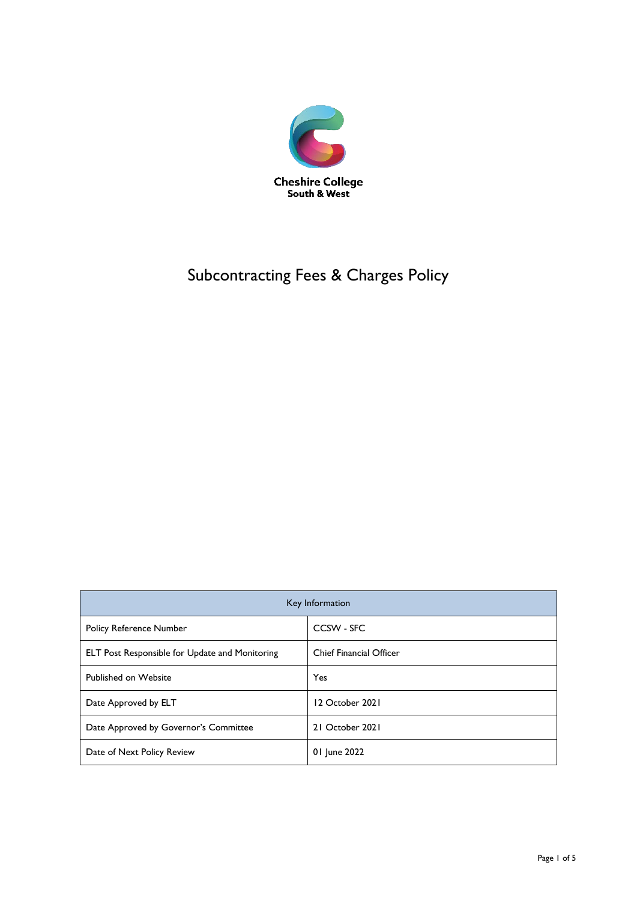Cheshire College
South & West

# Subcontracting Fees & Charges Policy

| Key Information | |
|---|---|
| Policy Reference Number | CCSW - SFC |
| ELT Post Responsible for Update and Monitoring | Chief Financial Officer |
| Published on Website | Yes |
| Date Approved by ELT | 12 October 2021 |
| Date Approved by Governor's Committee | 21 October 2021 |
| Date of Next Policy Review | 01 June 2022 |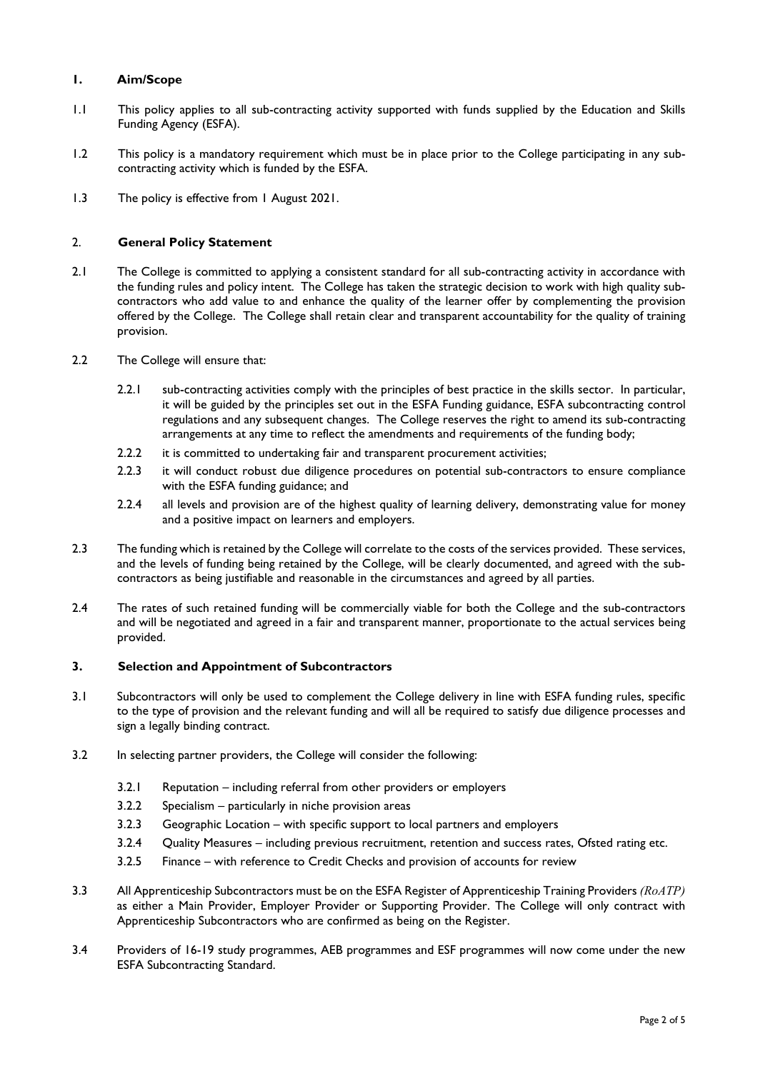## 1. Aim/Scope

1.1 This policy applies to all sub-contracting activity supported with funds supplied by the Education and Skills Funding Agency (ESFA).

1.2 This policy is a mandatory requirement which must be in place prior to the College participating in any sub-contracting activity which is funded by the ESFA.

1.3 The policy is effective from 1 August 2021.

## 2. General Policy Statement

2.1 The College is committed to applying a consistent standard for all sub-contracting activity in accordance with the funding rules and policy intent. The College has taken the strategic decision to work with high quality sub-contractors who add value to and enhance the quality of the learner offer by complementing the provision offered by the College. The College shall retain clear and transparent accountability for the quality of training provision.

2.2 The College will ensure that:

- 2.2.1 sub-contracting activities comply with the principles of best practice in the skills sector. In particular, it will be guided by the principles set out in the ESFA Funding guidance, ESFA subcontracting control regulations and any subsequent changes. The College reserves the right to amend its sub-contracting arrangements at any time to reflect the amendments and requirements of the funding body;
- 2.2.2 it is committed to undertaking fair and transparent procurement activities;
- 2.2.3 it will conduct robust due diligence procedures on potential sub-contractors to ensure compliance with the ESFA funding guidance; and
- 2.2.4 all levels and provision are of the highest quality of learning delivery, demonstrating value for money and a positive impact on learners and employers.

2.3 The funding which is retained by the College will correlate to the costs of the services provided. These services, and the levels of funding being retained by the College, will be clearly documented, and agreed with the sub-contractors as being justifiable and reasonable in the circumstances and agreed by all parties.

2.4 The rates of such retained funding will be commercially viable for both the College and the sub-contractors and will be negotiated and agreed in a fair and transparent manner, proportionate to the actual services being provided.

## 3. Selection and Appointment of Subcontractors

3.1 Subcontractors will only be used to complement the College delivery in line with ESFA funding rules, specific to the type of provision and the relevant funding and will all be required to satisfy due diligence processes and sign a legally binding contract.

3.2 In selecting partner providers, the College will consider the following:

- 3.2.1 Reputation – including referral from other providers or employers
- 3.2.2 Specialism – particularly in niche provision areas
- 3.2.3 Geographic Location – with specific support to local partners and employers
- 3.2.4 Quality Measures – including previous recruitment, retention and success rates, Ofsted rating etc.
- 3.2.5 Finance – with reference to Credit Checks and provision of accounts for review

3.3 All Apprenticeship Subcontractors must be on the ESFA Register of Apprenticeship Training Providers *(RoATP)* as either a Main Provider, Employer Provider or Supporting Provider. The College will only contract with Apprenticeship Subcontractors who are confirmed as being on the Register.

3.4 Providers of 16-19 study programmes, AEB programmes and ESF programmes will now come under the new ESFA Subcontracting Standard.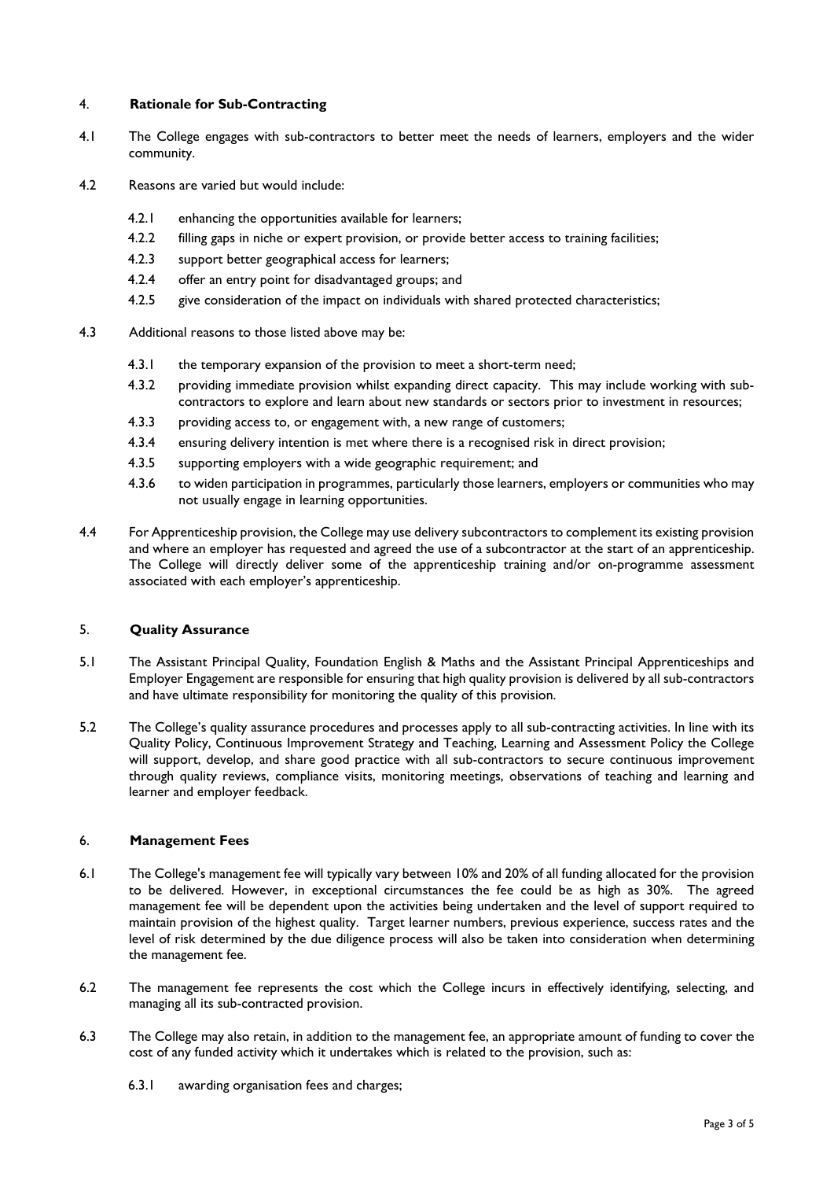## 4. Rationale for Sub-Contracting

4.1 The College engages with sub-contractors to better meet the needs of learners, employers and the wider community.

4.2 Reasons are varied but would include:

- 4.2.1 enhancing the opportunities available for learners;
- 4.2.2 filling gaps in niche or expert provision, or provide better access to training facilities;
- 4.2.3 support better geographical access for learners;
- 4.2.4 offer an entry point for disadvantaged groups; and
- 4.2.5 give consideration of the impact on individuals with shared protected characteristics;

4.3 Additional reasons to those listed above may be:

- 4.3.1 the temporary expansion of the provision to meet a short-term need;
- 4.3.2 providing immediate provision whilst expanding direct capacity. This may include working with sub-contractors to explore and learn about new standards or sectors prior to investment in resources;
- 4.3.3 providing access to, or engagement with, a new range of customers;
- 4.3.4 ensuring delivery intention is met where there is a recognised risk in direct provision;
- 4.3.5 supporting employers with a wide geographic requirement; and
- 4.3.6 to widen participation in programmes, particularly those learners, employers or communities who may not usually engage in learning opportunities.

4.4 For Apprenticeship provision, the College may use delivery subcontractors to complement its existing provision and where an employer has requested and agreed the use of a subcontractor at the start of an apprenticeship. The College will directly deliver some of the apprenticeship training and/or on-programme assessment associated with each employer's apprenticeship.

## 5. Quality Assurance

5.1 The Assistant Principal Quality, Foundation English & Maths and the Assistant Principal Apprenticeships and Employer Engagement are responsible for ensuring that high quality provision is delivered by all sub-contractors and have ultimate responsibility for monitoring the quality of this provision.

5.2 The College's quality assurance procedures and processes apply to all sub-contracting activities. In line with its Quality Policy, Continuous Improvement Strategy and Teaching, Learning and Assessment Policy the College will support, develop, and share good practice with all sub-contractors to secure continuous improvement through quality reviews, compliance visits, monitoring meetings, observations of teaching and learning and learner and employer feedback.

## 6. Management Fees

6.1 The College's management fee will typically vary between 10% and 20% of all funding allocated for the provision to be delivered. However, in exceptional circumstances the fee could be as high as 30%. The agreed management fee will be dependent upon the activities being undertaken and the level of support required to maintain provision of the highest quality. Target learner numbers, previous experience, success rates and the level of risk determined by the due diligence process will also be taken into consideration when determining the management fee.

6.2 The management fee represents the cost which the College incurs in effectively identifying, selecting, and managing all its sub-contracted provision.

6.3 The College may also retain, in addition to the management fee, an appropriate amount of funding to cover the cost of any funded activity which it undertakes which is related to the provision, such as:

- 6.3.1 awarding organisation fees and charges;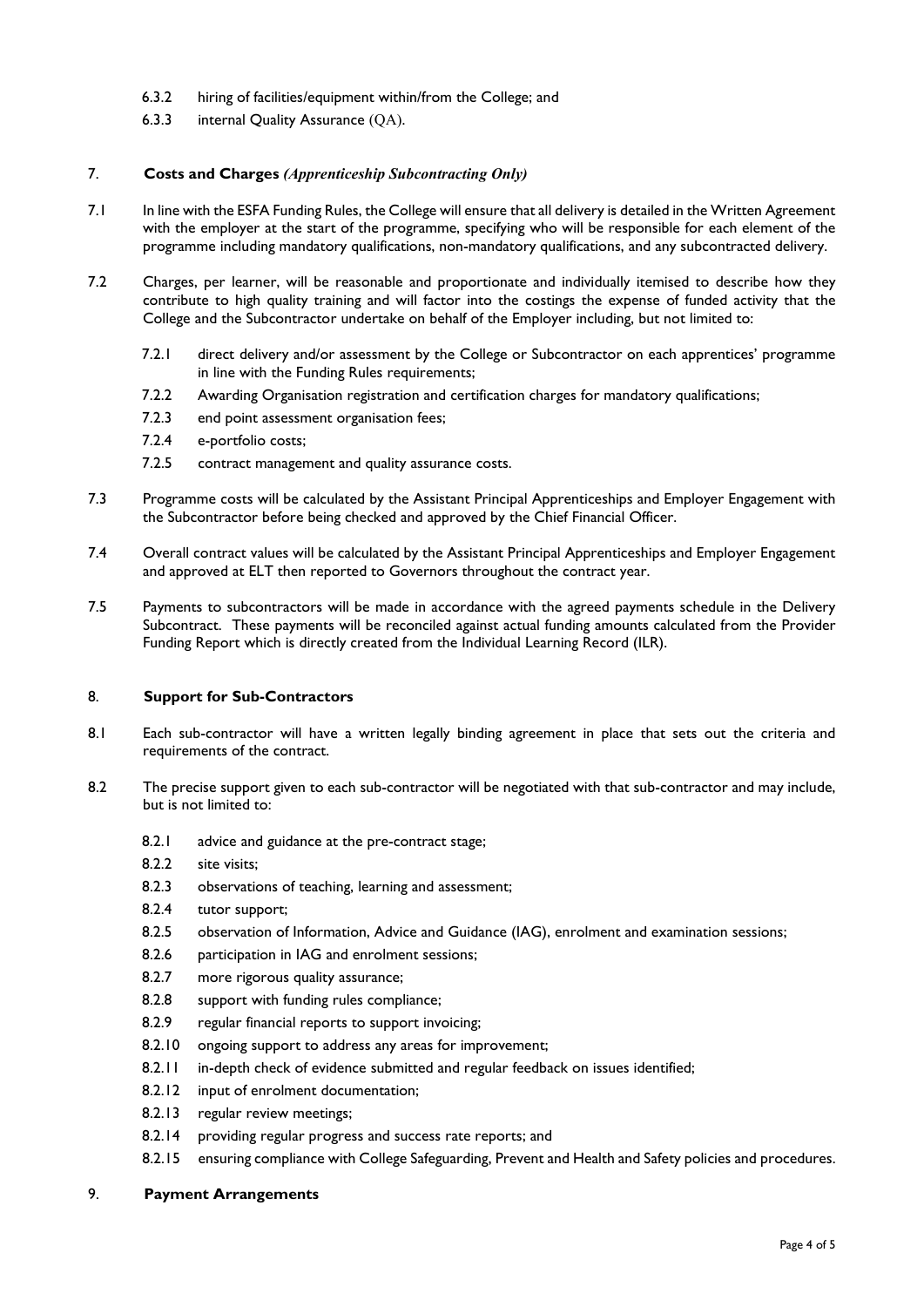6.3.2 hiring of facilities/equipment within/from the College; and

6.3.3 internal Quality Assurance (QA).

## 7. Costs and Charges *(Apprenticeship Subcontracting Only)*

7.1 In line with the ESFA Funding Rules, the College will ensure that all delivery is detailed in the Written Agreement with the employer at the start of the programme, specifying who will be responsible for each element of the programme including mandatory qualifications, non-mandatory qualifications, and any subcontracted delivery.

7.2 Charges, per learner, will be reasonable and proportionate and individually itemised to describe how they contribute to high quality training and will factor into the costings the expense of funded activity that the College and the Subcontractor undertake on behalf of the Employer including, but not limited to:

- 7.2.1 direct delivery and/or assessment by the College or Subcontractor on each apprentices' programme in line with the Funding Rules requirements;
- 7.2.2 Awarding Organisation registration and certification charges for mandatory qualifications;
- 7.2.3 end point assessment organisation fees;
- 7.2.4 e-portfolio costs;
- 7.2.5 contract management and quality assurance costs.

7.3 Programme costs will be calculated by the Assistant Principal Apprenticeships and Employer Engagement with the Subcontractor before being checked and approved by the Chief Financial Officer.

7.4 Overall contract values will be calculated by the Assistant Principal Apprenticeships and Employer Engagement and approved at ELT then reported to Governors throughout the contract year.

7.5 Payments to subcontractors will be made in accordance with the agreed payments schedule in the Delivery Subcontract. These payments will be reconciled against actual funding amounts calculated from the Provider Funding Report which is directly created from the Individual Learning Record (ILR).

## 8. Support for Sub-Contractors

8.1 Each sub-contractor will have a written legally binding agreement in place that sets out the criteria and requirements of the contract.

8.2 The precise support given to each sub-contractor will be negotiated with that sub-contractor and may include, but is not limited to:

- 8.2.1 advice and guidance at the pre-contract stage;
- 8.2.2 site visits;
- 8.2.3 observations of teaching, learning and assessment;
- 8.2.4 tutor support;
- 8.2.5 observation of Information, Advice and Guidance (IAG), enrolment and examination sessions;
- 8.2.6 participation in IAG and enrolment sessions;
- 8.2.7 more rigorous quality assurance;
- 8.2.8 support with funding rules compliance;
- 8.2.9 regular financial reports to support invoicing;
- 8.2.10 ongoing support to address any areas for improvement;
- 8.2.11 in-depth check of evidence submitted and regular feedback on issues identified;
- 8.2.12 input of enrolment documentation;
- 8.2.13 regular review meetings;
- 8.2.14 providing regular progress and success rate reports; and
- 8.2.15 ensuring compliance with College Safeguarding, Prevent and Health and Safety policies and procedures.

## 9. Payment Arrangements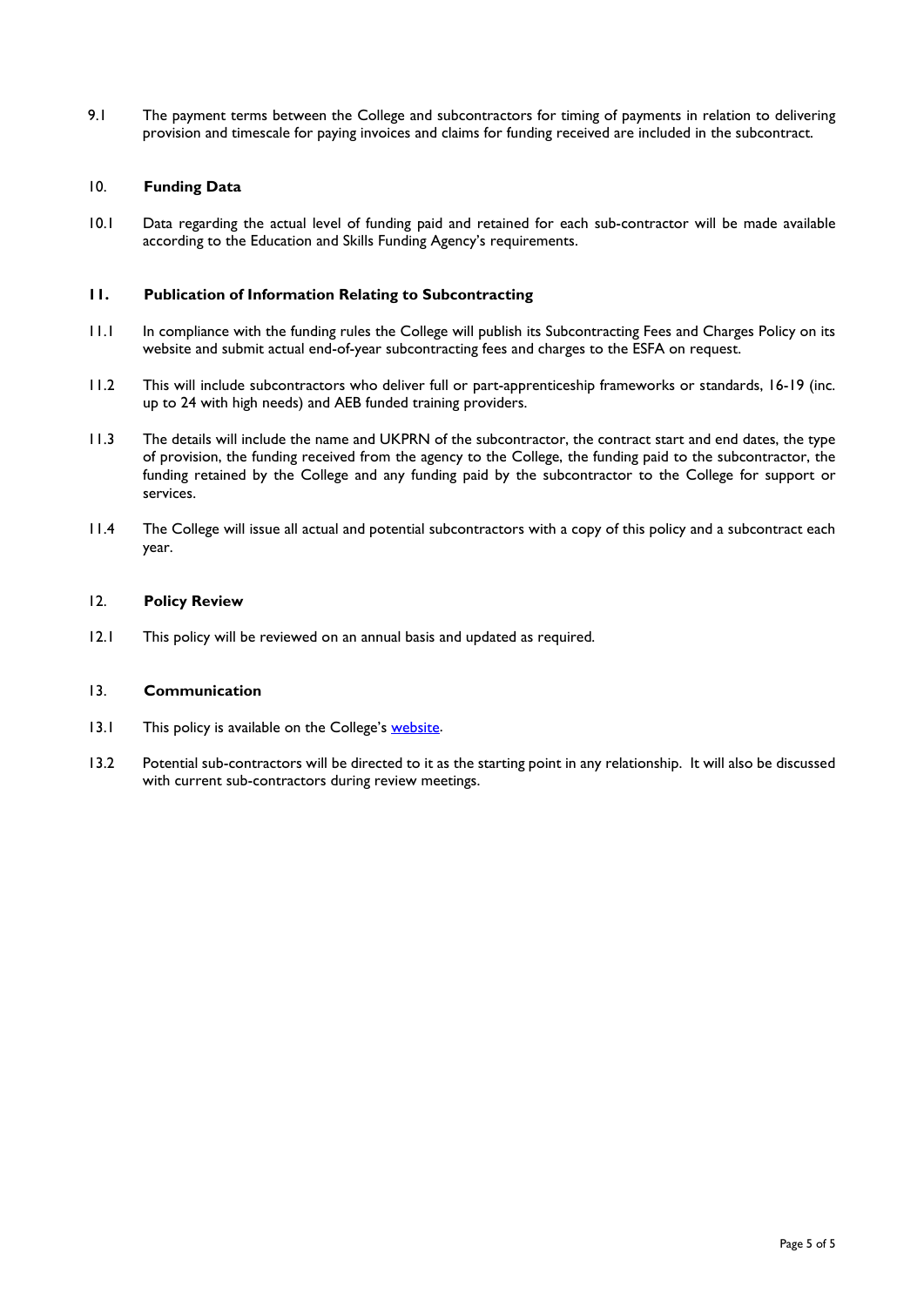9.1 The payment terms between the College and subcontractors for timing of payments in relation to delivering provision and timescale for paying invoices and claims for funding received are included in the subcontract.

## 10. Funding Data

10.1 Data regarding the actual level of funding paid and retained for each sub-contractor will be made available according to the Education and Skills Funding Agency's requirements.

## 11. Publication of Information Relating to Subcontracting

11.1 In compliance with the funding rules the College will publish its Subcontracting Fees and Charges Policy on its website and submit actual end-of-year subcontracting fees and charges to the ESFA on request.

11.2 This will include subcontractors who deliver full or part-apprenticeship frameworks or standards, 16-19 (inc. up to 24 with high needs) and AEB funded training providers.

11.3 The details will include the name and UKPRN of the subcontractor, the contract start and end dates, the type of provision, the funding received from the agency to the College, the funding paid to the subcontractor, the funding retained by the College and any funding paid by the subcontractor to the College for support or services.

11.4 The College will issue all actual and potential subcontractors with a copy of this policy and a subcontract each year.

## 12. Policy Review

12.1 This policy will be reviewed on an annual basis and updated as required.

## 13. Communication

13.1 This policy is available on the College's website.

13.2 Potential sub-contractors will be directed to it as the starting point in any relationship. It will also be discussed with current sub-contractors during review meetings.